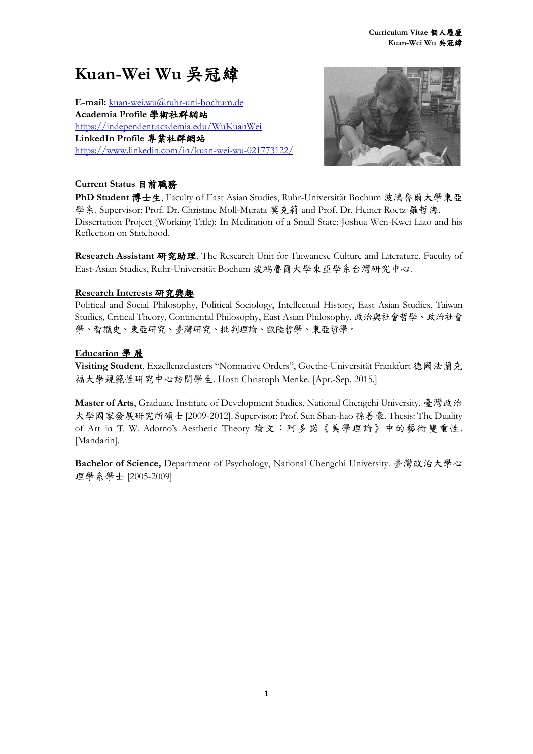# Kuan-Wei Wu 吳冠緯

**E-mail:** kuan-wei.wu@ruhr-uni-bochum.de
**Academia Profile 學術社群網站**
https://independent.academia.edu/WuKuanWei
**LinkedIn Profile 專業社群網站**
https://www.linkedin.com/in/kuan-wei-wu-021773122/

## Current Status 目前職務

**PhD Student 博士生**, Faculty of East Asian Studies, Ruhr-Universität Bochum 波鴻魯爾大學東亞學系. Supervisor: Prof. Dr. Christine Moll-Murata 莫克莉 and Prof. Dr. Heiner Roetz 羅哲海. Dissertation Project (Working Title): In Meditation of a Small State: Joshua Wen-Kwei Liao and his Reflection on Statehood.

**Research Assistant 研究助理**, The Research Unit for Taiwanese Culture and Literature, Faculty of East-Asian Studies, Ruhr-Universität Bochum 波鴻魯爾大學東亞學系台灣研究中心.

## Research Interests 研究興趣

Political and Social Philosophy, Political Sociology, Intellectual History, East Asian Studies, Taiwan Studies, Critical Theory, Continental Philosophy, East Asian Philosophy. 政治與社會哲學、政治社會學、智識史、東亞研究、臺灣研究、批判理論、歐陸哲學、東亞哲學。

## Education 學歷

**Visiting Student**, Exzellenzclusters "Normative Orders", Goethe-Universität Frankfurt 德國法蘭克福大學規範性研究中心訪問學生. Host: Christoph Menke. [Apr.-Sep. 2015.]

**Master of Arts**, Graduate Institute of Development Studies, National Chengchi University. 臺灣政治大學國家發展研究所碩士 [2009-2012]. Supervisor: Prof. Sun Shan-hao 孫善豪. Thesis: The Duality of Art in T. W. Adorno's Aesthetic Theory 論文：阿多諾《美學理論》中的藝術雙重性. [Mandarin].

**Bachelor of Science,** Department of Psychology, National Chengchi University. 臺灣政治大學心理學系學士 [2005-2009]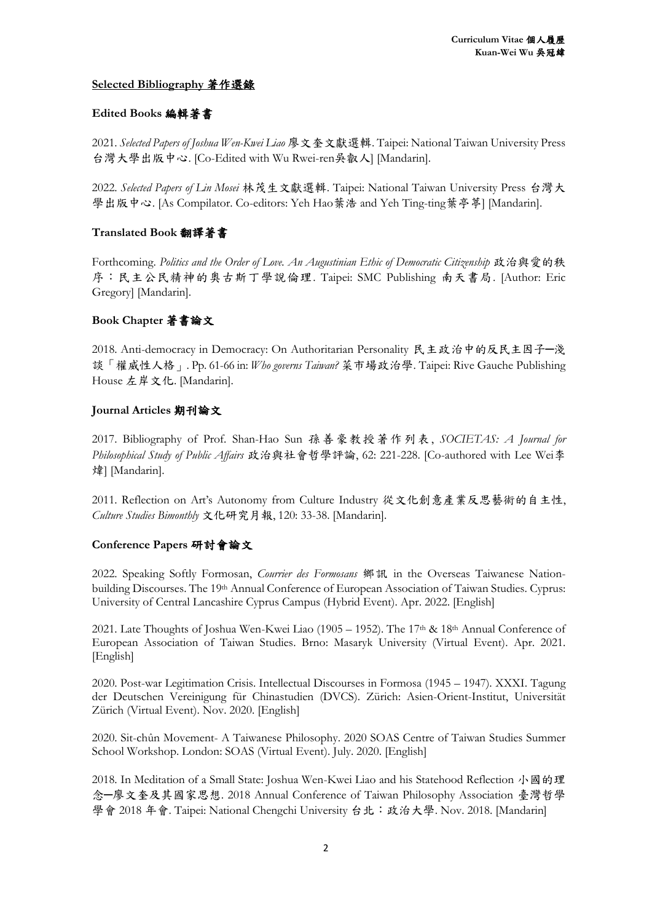## Selected Bibliography 著作選錄

### Edited Books 編輯著書

2021. *Selected Papers of Joshua Wen-Kwei Liao* 廖文奎文獻選輯. Taipei: National Taiwan University Press 台灣大學出版中心. [Co-Edited with Wu Rwei-ren吳叡人] [Mandarin].

2022. *Selected Papers of Lin Mosei* 林茂生文獻選輯. Taipei: National Taiwan University Press 台灣大學出版中心. [As Compilator. Co-editors: Yeh Hao葉浩 and Yeh Ting-ting葉亭葶] [Mandarin].

### Translated Book 翻譯著書

Forthcoming. *Politics and the Order of Love. An Augustinian Ethic of Democratic Citizenship* 政治與愛的秩序：民主公民精神的奧古斯丁學說倫理. Taipei: SMC Publishing 南天書局. [Author: Eric Gregory] [Mandarin].

### Book Chapter 著書論文

2018. Anti-democracy in Democracy: On Authoritarian Personality 民主政治中的反民主因子─淺談「權威性人格」. Pp. 61-66 in: *Who governs Taiwan?* 菜市場政治學. Taipei: Rive Gauche Publishing House 左岸文化. [Mandarin].

### Journal Articles 期刊論文

2017. Bibliography of Prof. Shan-Hao Sun 孫善豪教授著作列表, *SOCIETAS: A Journal for Philosophical Study of Public Affairs* 政治與社會哲學評論, 62: 221-228. [Co-authored with Lee Wei李煒] [Mandarin].

2011. Reflection on Art's Autonomy from Culture Industry 從文化創意產業反思藝術的自主性, *Culture Studies Bimonthly* 文化研究月報, 120: 33-38. [Mandarin].

### Conference Papers 研討會論文

2022. Speaking Softly Formosan, *Courrier des Formosans* 鄉訊 in the Overseas Taiwanese Nation-building Discourses. The 19th Annual Conference of European Association of Taiwan Studies. Cyprus: University of Central Lancashire Cyprus Campus (Hybrid Event). Apr. 2022. [English]

2021. Late Thoughts of Joshua Wen-Kwei Liao (1905 – 1952). The 17th & 18th Annual Conference of European Association of Taiwan Studies. Brno: Masaryk University (Virtual Event). Apr. 2021. [English]

2020. Post-war Legitimation Crisis. Intellectual Discourses in Formosa (1945 – 1947). XXXI. Tagung der Deutschen Vereinigung für Chinastudien (DVCS). Zürich: Asien-Orient-Institut, Universität Zürich (Virtual Event). Nov. 2020. [English]

2020. Sit-chûn Movement- A Taiwanese Philosophy. 2020 SOAS Centre of Taiwan Studies Summer School Workshop. London: SOAS (Virtual Event). July. 2020. [English]

2018. In Meditation of a Small State: Joshua Wen-Kwei Liao and his Statehood Reflection 小國的理念─廖文奎及其國家思想. 2018 Annual Conference of Taiwan Philosophy Association 臺灣哲學學會 2018 年會. Taipei: National Chengchi University 台北：政治大學. Nov. 2018. [Mandarin]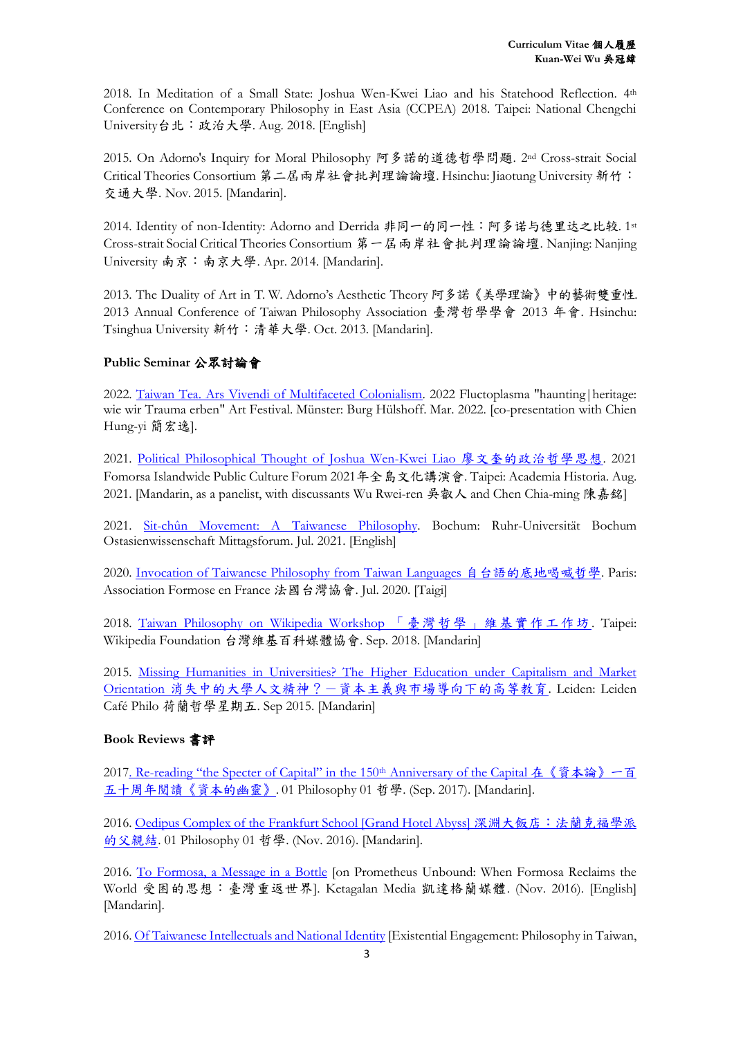2018. In Meditation of a Small State: Joshua Wen-Kwei Liao and his Statehood Reflection. 4th Conference on Contemporary Philosophy in East Asia (CCPEA) 2018. Taipei: National Chengchi University台北：政治大學. Aug. 2018. [English]

2015. On Adorno's Inquiry for Moral Philosophy 阿多諾的道德哲學問題. 2nd Cross-strait Social Critical Theories Consortium 第二屆兩岸社會批判理論論壇. Hsinchu: Jiaotung University 新竹：交通大學. Nov. 2015. [Mandarin].

2014. Identity of non-Identity: Adorno and Derrida 非同一的同一性：阿多诺与德里达之比较. 1st Cross-strait Social Critical Theories Consortium 第一屆兩岸社會批判理論論壇. Nanjing: Nanjing University 南京：南京大學. Apr. 2014. [Mandarin].

2013. The Duality of Art in T. W. Adorno's Aesthetic Theory 阿多諾《美學理論》中的藝術雙重性. 2013 Annual Conference of Taiwan Philosophy Association 臺灣哲學學會 2013 年會. Hsinchu: Tsinghua University 新竹：清華大學. Oct. 2013. [Mandarin].

### Public Seminar 公眾討論會

2022. Taiwan Tea. Ars Vivendi of Multifaceted Colonialism. 2022 Fluctoplasma "haunting|heritage: wie wir Trauma erben" Art Festival. Münster: Burg Hülshoff. Mar. 2022. [co-presentation with Chien Hung-yi 簡宏逸].

2021. Political Philosophical Thought of Joshua Wen-Kwei Liao 廖文奎的政治哲學思想. 2021 Fomorsa Islandwide Public Culture Forum 2021年全島文化講演會. Taipei: Academia Historia. Aug. 2021. [Mandarin, as a panelist, with discussants Wu Rwei-ren 吳叡人 and Chen Chia-ming 陳嘉銘]

2021. Sit-chûn Movement: A Taiwanese Philosophy. Bochum: Ruhr-Universität Bochum Ostasienwissenschaft Mittagsforum. Jul. 2021. [English]

2020. Invocation of Taiwanese Philosophy from Taiwan Languages 自台語的底地喝喊哲學. Paris: Association Formose en France 法國台灣協會. Jul. 2020. [Taigi]

2018. Taiwan Philosophy on Wikipedia Workshop 「臺灣哲學」維基實作工作坊. Taipei: Wikipedia Foundation 台灣維基百科媒體協會. Sep. 2018. [Mandarin]

2015. Missing Humanities in Universities? The Higher Education under Capitalism and Market Orientation 消失中的大學人文精神？－資本主義與市場導向下的高等教育. Leiden: Leiden Café Philo 荷蘭哲學星期五. Sep 2015. [Mandarin]

### Book Reviews 書評

2017. Re-reading "the Specter of Capital" in the 150th Anniversary of the Capital 在《資本論》一百五十周年閱讀《資本的幽靈》. 01 Philosophy 01 哲學. (Sep. 2017). [Mandarin].

2016. Oedipus Complex of the Frankfurt School [Grand Hotel Abyss] 深淵大飯店：法蘭克福學派的父親結. 01 Philosophy 01 哲學. (Nov. 2016). [Mandarin].

2016. To Formosa, a Message in a Bottle [on Prometheus Unbound: When Formosa Reclaims the World 受困的思想：臺灣重返世界]. Ketagalan Media 凱達格蘭媒體. (Nov. 2016). [English] [Mandarin].

2016. Of Taiwanese Intellectuals and National Identity [Existential Engagement: Philosophy in Taiwan,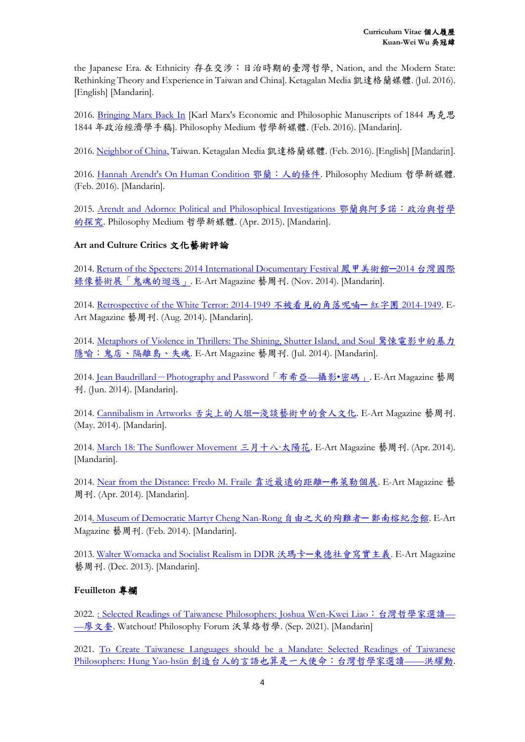the Japanese Era. & Ethnicity 存在交涉：日治時期的臺灣哲學, Nation, and the Modern State: Rethinking Theory and Experience in Taiwan and China]. Ketagalan Media 凱達格蘭媒體. (Jul. 2016). [English] [Mandarin].

2016. Bringing Marx Back In [Karl Marx's Economic and Philosophic Manuscripts of 1844 馬克思 1844 年政治經濟學手稿]. Philosophy Medium 哲學新媒體. (Feb. 2016). [Mandarin].

2016. Neighbor of China, Taiwan. Ketagalan Media 凱達格蘭媒體. (Feb. 2016). [English] [Mandarin].

2016. Hannah Arendt's On Human Condition 鄂蘭：人的條件. Philosophy Medium 哲學新媒體. (Feb. 2016). [Mandarin].

2015. Arendt and Adorno: Political and Philosophical Investigations 鄂蘭與阿多諾：政治與哲學的探究. Philosophy Medium 哲學新媒體. (Apr. 2015). [Mandarin].

### Art and Culture Critics 文化藝術評論

2014. Return of the Specters: 2014 International Documentary Festival 鳳甲美術館─2014 台灣國際錄像藝術展「鬼魂的迴返」. E-Art Magazine 藝周刊. (Nov. 2014). [Mandarin].

2014. Retrospective of the White Terror: 2014-1949 不被看見的角落呢喃─ 紅字團 2014-1949. E-Art Magazine 藝周刊. (Aug. 2014). [Mandarin].

2014. Metaphors of Violence in Thrillers: The Shining, Shutter Island, and Soul 驚悚電影中的暴力隱喻：鬼店、隔離島、失魂. E-Art Magazine 藝周刊. (Jul. 2014). [Mandarin].

2014. Jean Baudrillard－Photography and Password「布希亞—攝影•密碼」. E-Art Magazine 藝周刊. (Jun. 2014). [Mandarin].

2014. Cannibalism in Artworks 舌尖上的人俎─淺談藝術中的食人文化. E-Art Magazine 藝周刊. (May. 2014). [Mandarin].

2014. March 18: The Sunflower Movement 三月十八·太陽花. E-Art Magazine 藝周刊. (Apr. 2014). [Mandarin].

2014. Near from the Distance: Fredo M. Fraile 靠近最遠的距離─弗萊勒個展. E-Art Magazine 藝周刊. (Apr. 2014). [Mandarin].

2014. Museum of Democratic Martyr Cheng Nan-Rong 自由之火的殉難者─ 鄭南榕紀念館. E-Art Magazine 藝周刊. (Feb. 2014). [Mandarin].

2013. Walter Womacka and Socialist Realism in DDR 沃瑪卡─東德社會寫實主義. E-Art Magazine 藝周刊. (Dec. 2013). [Mandarin].

### Feuilleton 專欄

2022. : Selected Readings of Taiwanese Philosophers: Joshua Wen-Kwei Liao：台灣哲學家選讀——廖文奎. Watchout! Philosophy Forum 沃草烙哲學. (Sep. 2021). [Mandarin]

2021. To Create Taiwanese Languages should be a Mandate: Selected Readings of Taiwanese Philosophers: Hung Yao-hsün 創造台人的言語也算是一大使命：台灣哲學家選讀——洪耀勳.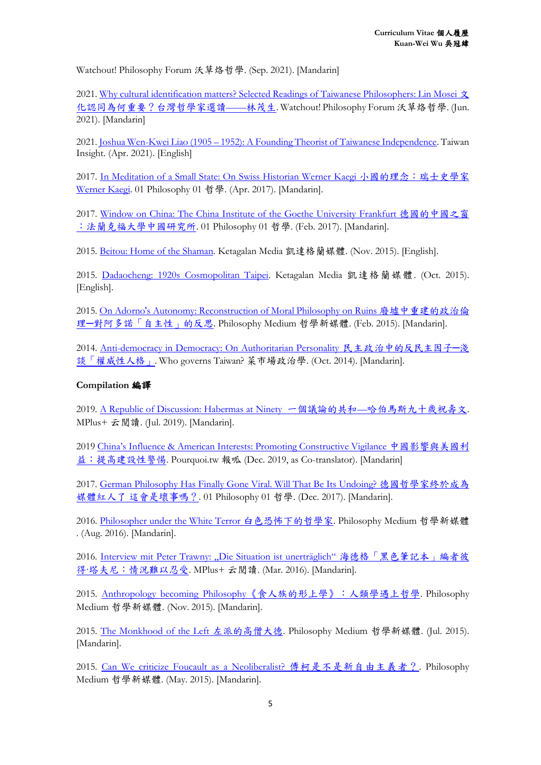Watchout! Philosophy Forum 沃草烙哲學. (Sep. 2021). [Mandarin]

2021. Why cultural identification matters? Selected Readings of Taiwanese Philosophers: Lin Mosei 文化認同為何重要？台灣哲學家選讀——林茂生. Watchout! Philosophy Forum 沃草烙哲學. (Jun. 2021). [Mandarin]

2021. Joshua Wen-Kwei Liao (1905 – 1952): A Founding Theorist of Taiwanese Independence. Taiwan Insight. (Apr. 2021). [English]

2017. In Meditation of a Small State: On Swiss Historian Werner Kaegi 小國的理念：瑞士史學家 Werner Kaegi. 01 Philosophy 01 哲學. (Apr. 2017). [Mandarin].

2017. Window on China: The China Institute of the Goethe University Frankfurt 德國的中國之窗：法蘭克福大學中國研究所. 01 Philosophy 01 哲學. (Feb. 2017). [Mandarin].

2015. Beitou: Home of the Shaman. Ketagalan Media 凱達格蘭媒體. (Nov. 2015). [English].

2015. Dadaocheng: 1920s Cosmopolitan Taipei. Ketagalan Media 凱達格蘭媒體. (Oct. 2015). [English].

2015. On Adorno's Autonomy: Reconstruction of Moral Philosophy on Ruins 廢墟中重建的政治倫理—對阿多諾「自主性」的反思. Philosophy Medium 哲學新媒體. (Feb. 2015). [Mandarin].

2014. Anti-democracy in Democracy: On Authoritarian Personality 民主政治中的反民主因子—淺談「權威性人格」. Who governs Taiwan? 菜市場政治學. (Oct. 2014). [Mandarin].

**Compilation 編譯**

2019. A Republic of Discussion: Habermas at Ninety 一個議論的共和—哈伯馬斯九十歲祝壽文. MPlus+ 云閱讀. (Jul. 2019). [Mandarin].

2019 China's Influence & American Interests: Promoting Constructive Vigilance 中國影響與美國利益：提高建設性警惕. Pourquoi.tw 報呱 (Dec. 2019, as Co-translator). [Mandarin]

2017. German Philosophy Has Finally Gone Viral. Will That Be Its Undoing? 德國哲學家終於成為媒體紅人了 這會是壞事嗎？. 01 Philosophy 01 哲學. (Dec. 2017). [Mandarin].

2016. Philosopher under the White Terror 白色恐怖下的哲學家. Philosophy Medium 哲學新媒體. (Aug. 2016). [Mandarin].

2016. Interview mit Peter Trawny: „Die Situation ist unerträglich" 海德格「黑色筆記本」編者彼得·塔夫尼：情況難以忍受. MPlus+ 云閱讀. (Mar. 2016). [Mandarin].

2015. Anthropology becoming Philosophy《食人族的形上學》：人類學遇上哲學. Philosophy Medium 哲學新媒體. (Nov. 2015). [Mandarin].

2015. The Monkhood of the Left 左派的高僧大德. Philosophy Medium 哲學新媒體. (Jul. 2015). [Mandarin].

2015. Can We criticize Foucault as a Neoliberalist? 傅柯是不是新自由主義者？. Philosophy Medium 哲學新媒體. (May. 2015). [Mandarin].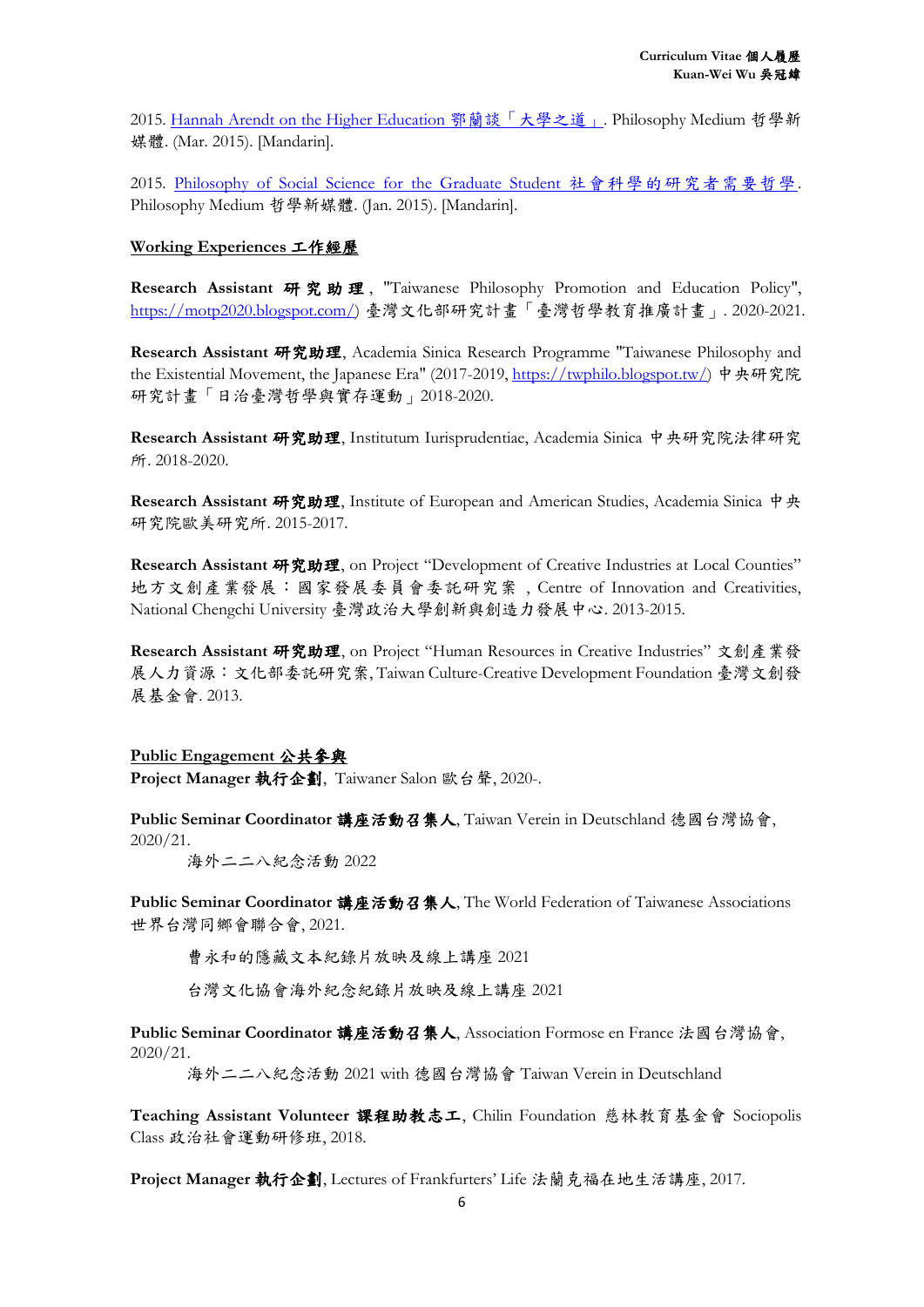2015. [Hannah Arendt on the Higher Education 鄂蘭談「大學之道」]. Philosophy Medium 哲學新媒體. (Mar. 2015). [Mandarin].

2015. [Philosophy of Social Science for the Graduate Student 社會科學的研究者需要哲學]. Philosophy Medium 哲學新媒體. (Jan. 2015). [Mandarin].

## Working Experiences 工作經歷

**Research Assistant 研究助理**, "Taiwanese Philosophy Promotion and Education Policy", https://motp2020.blogspot.com/) 臺灣文化部研究計畫「臺灣哲學教育推廣計畫」. 2020-2021.

**Research Assistant 研究助理**, Academia Sinica Research Programme "Taiwanese Philosophy and the Existential Movement, the Japanese Era" (2017-2019, https://twphilo.blogspot.tw/) 中央研究院研究計畫「日治臺灣哲學與實存運動」2018-2020.

**Research Assistant 研究助理**, Institutum Iurisprudentiae, Academia Sinica 中央研究院法律研究所. 2018-2020.

**Research Assistant 研究助理**, Institute of European and American Studies, Academia Sinica 中央研究院歐美研究所. 2015-2017.

**Research Assistant 研究助理**, on Project "Development of Creative Industries at Local Counties" 地方文創產業發展：國家發展委員會委託研究案，Centre of Innovation and Creativities, National Chengchi University 臺灣政治大學創新與創造力發展中心. 2013-2015.

**Research Assistant 研究助理**, on Project "Human Resources in Creative Industries" 文創產業發展人力資源：文化部委託研究案, Taiwan Culture-Creative Development Foundation 臺灣文創發展基金會. 2013.

## Public Engagement 公共參與

**Project Manager 執行企劃**, Taiwaner Salon 歐台聲, 2020-.

**Public Seminar Coordinator 講座活動召集人**, Taiwan Verein in Deutschland 德國台灣協會, 2020/21.

海外二二八紀念活動 2022

**Public Seminar Coordinator 講座活動召集人**, The World Federation of Taiwanese Associations 世界台灣同鄉會聯合會, 2021.

曹永和的隱藏文本紀錄片放映及線上講座 2021

台灣文化協會海外紀念紀錄片放映及線上講座 2021

**Public Seminar Coordinator 講座活動召集人**, Association Formose en France 法國台灣協會, 2020/21.

海外二二八紀念活動 2021 with 德國台灣協會 Taiwan Verein in Deutschland

**Teaching Assistant Volunteer 課程助教志工**, Chilin Foundation 慈林教育基金會 Sociopolis Class 政治社會運動研修班, 2018.

**Project Manager 執行企劃**, Lectures of Frankfurters' Life 法蘭克福在地生活講座, 2017.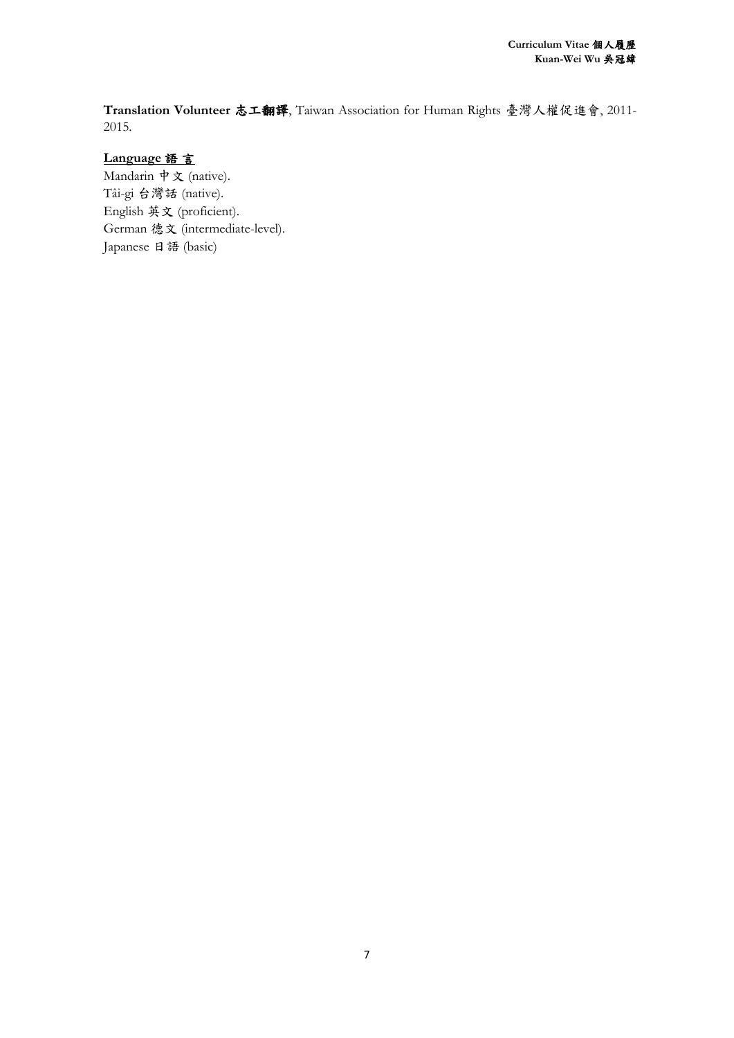**Translation Volunteer 志工翻譯**, Taiwan Association for Human Rights 臺灣人權促進會, 2011-2015.

## Language 語 言

Mandarin 中文 (native).
Tâi-gi 台灣話 (native).
English 英文 (proficient).
German 德文 (intermediate-level).
Japanese 日語 (basic)